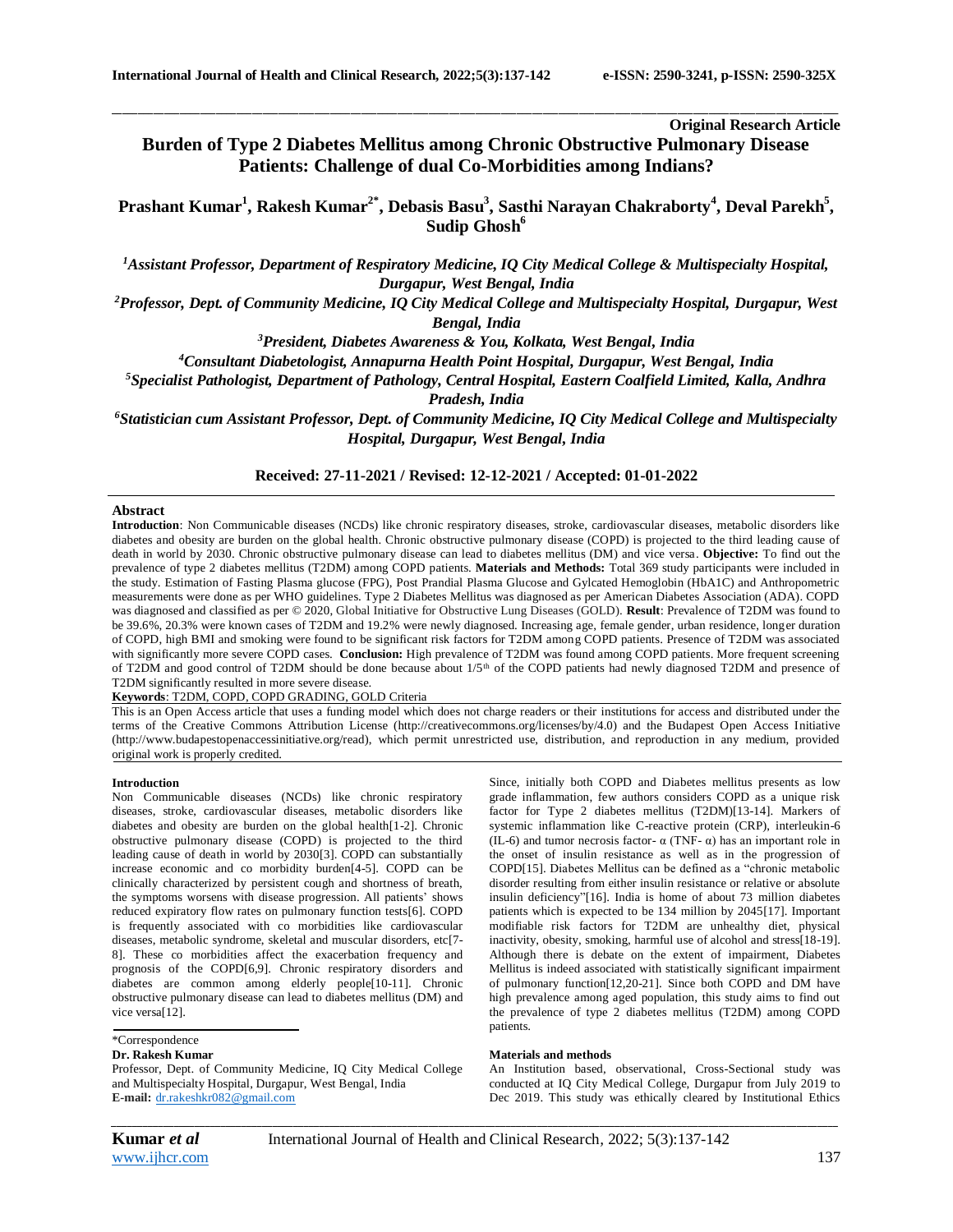**Original Research Article**

# Burden of Type 2 Diabetes Mellitus among Chronic Obstructive Pulmonary Disease Patients: Challenge of dual Co-Morbidities among Indians?

**Prashant Kumar[1], Rakesh Kumar[2*], Debasis Basu[3], Sasthi Narayan Chakraborty[4], Deval Parekh[5], Sudip Ghosh[6]**

*[1]Assistant Professor, Department of Respiratory Medicine, IQ City Medical College & Multispecialty Hospital, Durgapur, West Bengal, India*

*[2]Professor, Dept. of Community Medicine, IQ City Medical College and Multispecialty Hospital, Durgapur, West Bengal, India*

*[3]President, Diabetes Awareness & You, Kolkata, West Bengal, India*

*[4]Consultant Diabetologist, Annapurna Health Point Hospital, Durgapur, West Bengal, India*

*[5]Specialist Pathologist, Department of Pathology, Central Hospital, Eastern Coalfield Limited, Kalla, Andhra Pradesh, India*

*[6]Statistician cum Assistant Professor, Dept. of Community Medicine, IQ City Medical College and Multispecialty Hospital, Durgapur, West Bengal, India*

**Received: 27-11-2021 / Revised: 12-12-2021 / Accepted: 01-01-2022**

## Abstract

**Introduction**: Non Communicable diseases (NCDs) like chronic respiratory diseases, stroke, cardiovascular diseases, metabolic disorders like diabetes and obesity are burden on the global health. Chronic obstructive pulmonary disease (COPD) is projected to the third leading cause of death in world by 2030. Chronic obstructive pulmonary disease can lead to diabetes mellitus (DM) and vice versa. **Objective:** To find out the prevalence of type 2 diabetes mellitus (T2DM) among COPD patients. **Materials and Methods:** Total 369 study participants were included in the study. Estimation of Fasting Plasma glucose (FPG), Post Prandial Plasma Glucose and Gylcated Hemoglobin (HbA1C) and Anthropometric measurements were done as per WHO guidelines. Type 2 Diabetes Mellitus was diagnosed as per American Diabetes Association (ADA). COPD was diagnosed and classified as per © 2020, Global Initiative for Chronic Obstructive Lung Diseases (GOLD). **Result**: Prevalence of T2DM was found to be 39.6%, 20.3% were known cases of T2DM and 19.2% were newly diagnosed. Increasing age, female gender, urban residence, longer duration of COPD, high BMI and smoking were found to be significant risk factors for T2DM among COPD patients. Presence of T2DM was associated with significantly more severe COPD cases. **Conclusion:** High prevalence of T2DM was found among COPD patients. More frequent screening of T2DM and good control of T2DM should be done because about 1/5th of the COPD patients had newly diagnosed T2DM and presence of T2DM significantly resulted in more severe disease.

**Keywords**: T2DM, COPD, COPD GRADING, GOLD Criteria

This is an Open Access article that uses a funding model which does not charge readers or their institutions for access and distributed under the terms of the Creative Commons Attribution License (http://creativecommons.org/licenses/by/4.0) and the Budapest Open Access Initiative (http://www.budapestopenaccessinitiative.org/read), which permit unrestricted use, distribution, and reproduction in any medium, provided original work is properly credited.

## Introduction

Non Communicable diseases (NCDs) like chronic respiratory diseases, stroke, cardiovascular diseases, metabolic disorders like diabetes and obesity are burden on the global health[1-2]. Chronic obstructive pulmonary disease (COPD) is projected to the third leading cause of death in world by 2030[3]. COPD can substantially increase economic and co morbidity burden[4-5]. COPD can be clinically characterized by persistent cough and shortness of breath, the symptoms worsens with disease progression. All patients' shows reduced expiratory flow rates on pulmonary function tests[6]. COPD is frequently associated with co morbidities like cardiovascular diseases, metabolic syndrome, skeletal and muscular disorders, etc[7-8]. These co morbidities affect the exacerbation frequency and prognosis of the COPD[6,9]. Chronic respiratory disorders and diabetes are common among elderly people[10-11]. Chronic obstructive pulmonary disease can lead to diabetes mellitus (DM) and vice versa[12].

Since, initially both COPD and Diabetes mellitus presents as low grade inflammation, few authors considers COPD as a unique risk factor for Type 2 diabetes mellitus (T2DM)[13-14]. Markers of systemic inflammation like C-reactive protein (CRP), interleukin-6 (IL-6) and tumor necrosis factor- α (TNF- α) has an important role in the onset of insulin resistance as well as in the progression of COPD[15]. Diabetes Mellitus can be defined as a "chronic metabolic disorder resulting from either insulin resistance or relative or absolute insulin deficiency"[16]. India is home of about 73 million diabetes patients which is expected to be 134 million by 2045[17]. Important modifiable risk factors for T2DM are unhealthy diet, physical inactivity, obesity, smoking, harmful use of alcohol and stress[18-19]. Although there is debate on the extent of impairment, Diabetes Mellitus is indeed associated with statistically significant impairment of pulmonary function[12,20-21]. Since both COPD and DM have high prevalence among aged population, this study aims to find out the prevalence of type 2 diabetes mellitus (T2DM) among COPD patients.

## Materials and methods

An Institution based, observational, Cross-Sectional study was conducted at IQ City Medical College, Durgapur from July 2019 to Dec 2019. This study was ethically cleared by Institutional Ethics

\*Correspondence

**Dr. Rakesh Kumar**

Professor, Dept. of Community Medicine, IQ City Medical College and Multispecialty Hospital, Durgapur, West Bengal, India

**E-mail:** dr.rakeshkr082@gmail.com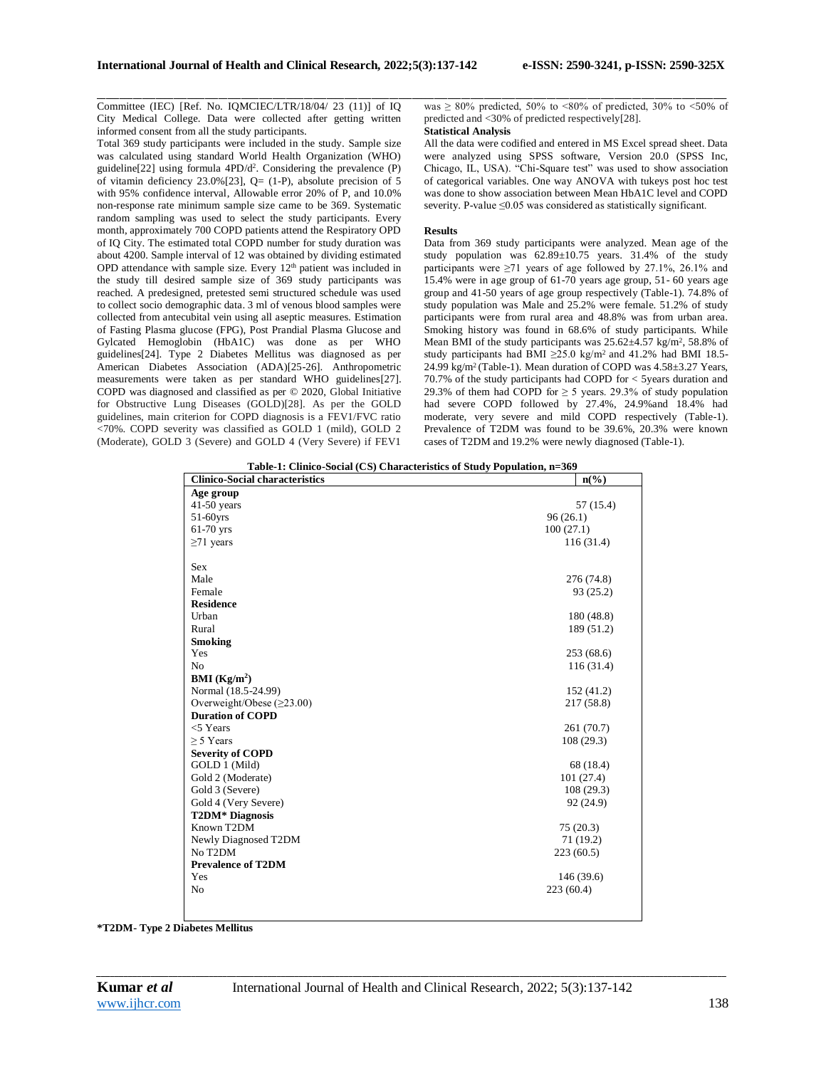Committee (IEC) [Ref. No. IQMCIEC/LTR/18/04/ 23 (11)] of IQ City Medical College. Data were collected after getting written informed consent from all the study participants.

Total 369 study participants were included in the study. Sample size was calculated using standard World Health Organization (WHO) guideline[22] using formula $4PD/d^2$. Considering the prevalence (P) of vitamin deficiency 23.0%[23], Q= (1-P), absolute precision of 5 with 95% confidence interval, Allowable error 20% of P, and 10.0% non-response rate minimum sample size came to be 369. Systematic random sampling was used to select the study participants. Every month, approximately 700 COPD patients attend the Respiratory OPD of IQ City. The estimated total COPD number for study duration was about 4200. Sample interval of 12 was obtained by dividing estimated OPD attendance with sample size. Every 12th patient was included in the study till desired sample size of 369 study participants was reached. A predesigned, pretested semi structured schedule was used to collect socio demographic data. 3 ml of venous blood samples were collected from antecubital vein using all aseptic measures. Estimation of Fasting Plasma glucose (FPG), Post Prandial Plasma Glucose and Gylcated Hemoglobin (HbA1C) was done as per WHO guidelines[24]. Type 2 Diabetes Mellitus was diagnosed as per American Diabetes Association (ADA)[25-26]. Anthropometric measurements were taken as per standard WHO guidelines[27]. COPD was diagnosed and classified as per © 2020, Global Initiative for Obstructive Lung Diseases (GOLD)[28]. As per the GOLD guidelines, main criterion for COPD diagnosis is a FEV1/FVC ratio <70%. COPD severity was classified as GOLD 1 (mild), GOLD 2 (Moderate), GOLD 3 (Severe) and GOLD 4 (Very Severe) if FEV1 was ≥ 80% predicted, 50% to <80% of predicted, 30% to <50% of predicted and <30% of predicted respectively[28].

**Statistical Analysis**

All the data were codified and entered in MS Excel spread sheet. Data were analyzed using SPSS software, Version 20.0 (SPSS Inc, Chicago, IL, USA). "Chi-Square test" was used to show association of categorical variables. One way ANOVA with tukeys post hoc test was done to show association between Mean HbA1C level and COPD severity. P-value ≤0.05 was considered as statistically significant.

## Results

Data from 369 study participants were analyzed. Mean age of the study population was 62.89±10.75 years. 31.4% of the study participants were ≥71 years of age followed by 27.1%, 26.1% and 15.4% were in age group of 61-70 years age group, 51- 60 years age group and 41-50 years of age group respectively (Table-1). 74.8% of study population was Male and 25.2% were female. 51.2% of study participants were from rural area and 48.8% was from urban area. Smoking history was found in 68.6% of study participants. While Mean BMI of the study participants was 25.62±4.57 kg/m², 58.8% of study participants had BMI ≥25.0 kg/m² and 41.2% had BMI 18.5-24.99 kg/m² (Table-1). Mean duration of COPD was 4.58±3.27 Years, 70.7% of the study participants had COPD for < 5years duration and 29.3% of them had COPD for ≥ 5 years. 29.3% of study population had severe COPD followed by 27.4%, 24.9%and 18.4% had moderate, very severe and mild COPD respectively (Table-1). Prevalence of T2DM was found to be 39.6%, 20.3% were known cases of T2DM and 19.2% were newly diagnosed (Table-1).

**Table-1: Clinico-Social (CS) Characteristics of Study Population, n=369**

| Clinico-Social characteristics | n(%) |
|---|---|
| **Age group** | |
| 41-50 years | 57 (15.4) |
| 51-60yrs | 96 (26.1) |
| 61-70 yrs | 100 (27.1) |
| ≥71 years | 116 (31.4) |
| Sex | |
| Male | 276 (74.8) |
| Female | 93 (25.2) |
| **Residence** | |
| Urban | 180 (48.8) |
| Rural | 189 (51.2) |
| **Smoking** | |
| Yes | 253 (68.6) |
| No | 116 (31.4) |
| **BMI (Kg/m²)** | |
| Normal (18.5-24.99) | 152 (41.2) |
| Overweight/Obese (≥23.00) | 217 (58.8) |
| **Duration of COPD** | |
| <5 Years | 261 (70.7) |
| ≥ 5 Years | 108 (29.3) |
| **Severity of COPD** | |
| GOLD 1 (Mild) | 68 (18.4) |
| Gold 2 (Moderate) | 101 (27.4) |
| Gold 3 (Severe) | 108 (29.3) |
| Gold 4 (Very Severe) | 92 (24.9) |
| **T2DM* Diagnosis** | |
| Known T2DM | 75 (20.3) |
| Newly Diagnosed T2DM | 71 (19.2) |
| No T2DM | 223 (60.5) |
| **Prevalence of T2DM** | |
| Yes | 146 (39.6) |
| No | 223 (60.4) |

**\*T2DM- Type 2 Diabetes Mellitus**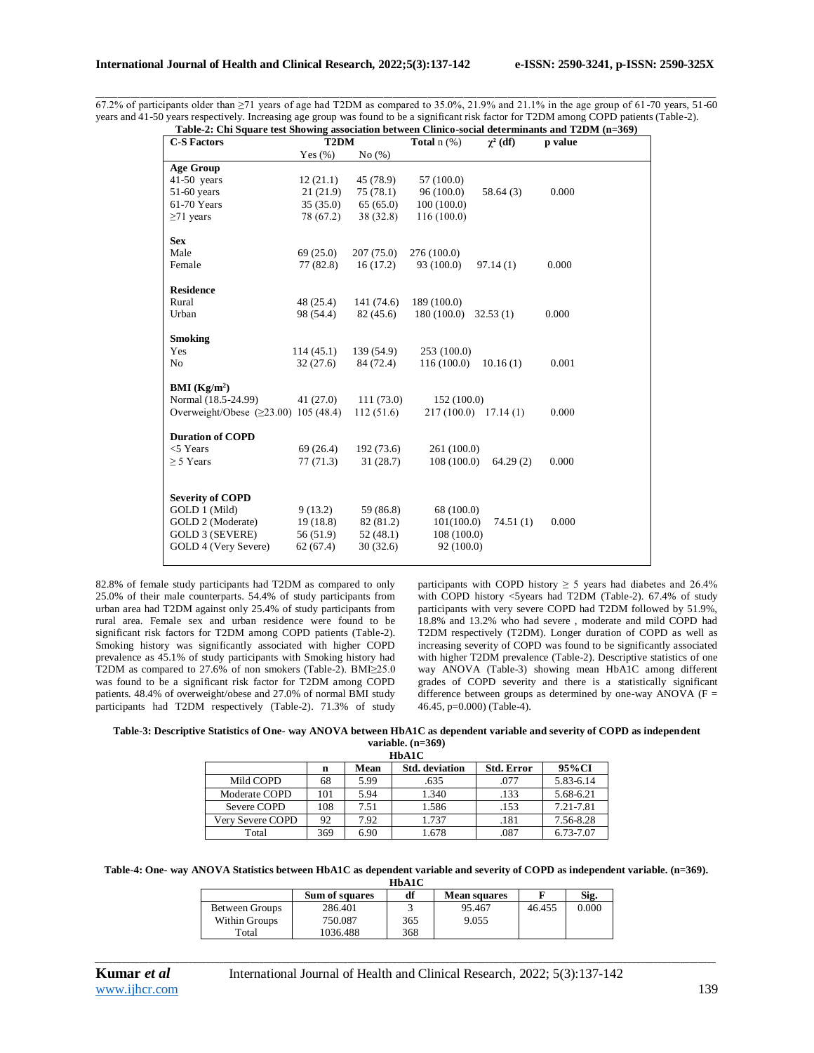67.2% of participants older than ≥71 years of age had T2DM as compared to 35.0%, 21.9% and 21.1% in the age group of 61-70 years, 51-60 years and 41-50 years respectively. Increasing age group was found to be a significant risk factor for T2DM among COPD patients (Table-2).

**Table-2: Chi Square test Showing association between Clinico-social determinants and T2DM (n=369)**

| C-S Factors | T2DM | | Total n (%) | $\chi^2$ (df) | p value |
|---|---|---|---|---|---|
| | Yes (%) | No (%) | | | |
| **Age Group** | | | | | |
| 41-50 years | 12 (21.1) | 45 (78.9) | 57 (100.0) | | |
| 51-60 years | 21 (21.9) | 75 (78.1) | 96 (100.0) | 58.64 (3) | 0.000 |
| 61-70 Years | 35 (35.0) | 65 (65.0) | 100 (100.0) | | |
| ≥71 years | 78 (67.2) | 38 (32.8) | 116 (100.0) | | |
| **Sex** | | | | | |
| Male | 69 (25.0) | 207 (75.0) | 276 (100.0) | | |
| Female | 77 (82.8) | 16 (17.2) | 93 (100.0) | 97.14 (1) | 0.000 |
| **Residence** | | | | | |
| Rural | 48 (25.4) | 141 (74.6) | 189 (100.0) | | |
| Urban | 98 (54.4) | 82 (45.6) | 180 (100.0) | 32.53 (1) | 0.000 |
| **Smoking** | | | | | |
| Yes | 114 (45.1) | 139 (54.9) | 253 (100.0) | | |
| No | 32 (27.6) | 84 (72.4) | 116 (100.0) | 10.16 (1) | 0.001 |
| **BMI (Kg/m$^2$)** | | | | | |
| Normal (18.5-24.99) | 41 (27.0) | 111 (73.0) | 152 (100.0) | | |
| Overweight/Obese (≥23.00) | 105 (48.4) | 112 (51.6) | 217 (100.0) | 17.14 (1) | 0.000 |
| **Duration of COPD** | | | | | |
| <5 Years | 69 (26.4) | 192 (73.6) | 261 (100.0) | | |
| ≥ 5 Years | 77 (71.3) | 31 (28.7) | 108 (100.0) | 64.29 (2) | 0.000 |
| **Severity of COPD** | | | | | |
| GOLD 1 (Mild) | 9 (13.2) | 59 (86.8) | 68 (100.0) | | |
| GOLD 2 (Moderate) | 19 (18.8) | 82 (81.2) | 101(100.0) | 74.51 (1) | 0.000 |
| GOLD 3 (SEVERE) | 56 (51.9) | 52 (48.1) | 108 (100.0) | | |
| GOLD 4 (Very Severe) | 62 (67.4) | 30 (32.6) | 92 (100.0) | | |

82.8% of female study participants had T2DM as compared to only 25.0% of their male counterparts. 54.4% of study participants from urban area had T2DM against only 25.4% of study participants from rural area. Female sex and urban residence were found to be significant risk factors for T2DM among COPD patients (Table-2). Smoking history was significantly associated with higher COPD prevalence as 45.1% of study participants with Smoking history had T2DM as compared to 27.6% of non smokers (Table-2). BMI≥25.0 was found to be a significant risk factor for T2DM among COPD patients. 48.4% of overweight/obese and 27.0% of normal BMI study participants had T2DM respectively (Table-2). 71.3% of study participants with COPD history ≥ 5 years had diabetes and 26.4% with COPD history <5years had T2DM (Table-2). 67.4% of study participants with very severe COPD had T2DM followed by 51.9%, 18.8% and 13.2% who had severe , moderate and mild COPD had T2DM respectively (T2DM). Longer duration of COPD as well as increasing severity of COPD was found to be significantly associated with higher T2DM prevalence (Table-2). Descriptive statistics of one way ANOVA (Table-3) showing mean HbA1C among different grades of COPD severity and there is a statistically significant difference between groups as determined by one-way ANOVA (F = 46.45, p=0.000) (Table-4).

**Table-3: Descriptive Statistics of One- way ANOVA between HbA1C as dependent variable and severity of COPD as independent variable. (n=369)**

HbA1C

| | n | Mean | Std. deviation | Std. Error | 95%CI |
|---|---|---|---|---|---|
| Mild COPD | 68 | 5.99 | .635 | .077 | 5.83-6.14 |
| Moderate COPD | 101 | 5.94 | 1.340 | .133 | 5.68-6.21 |
| Severe COPD | 108 | 7.51 | 1.586 | .153 | 7.21-7.81 |
| Very Severe COPD | 92 | 7.92 | 1.737 | .181 | 7.56-8.28 |
| Total | 369 | 6.90 | 1.678 | .087 | 6.73-7.07 |

**Table-4: One- way ANOVA Statistics between HbA1C as dependent variable and severity of COPD as independent variable. (n=369).**

HbA1C

| | Sum of squares | df | Mean squares | F | Sig. |
|---|---|---|---|---|---|
| Between Groups | 286.401 | 3 | 95.467 | 46.455 | 0.000 |
| Within Groups | 750.087 | 365 | 9.055 | | |
| Total | 1036.488 | 368 | | | |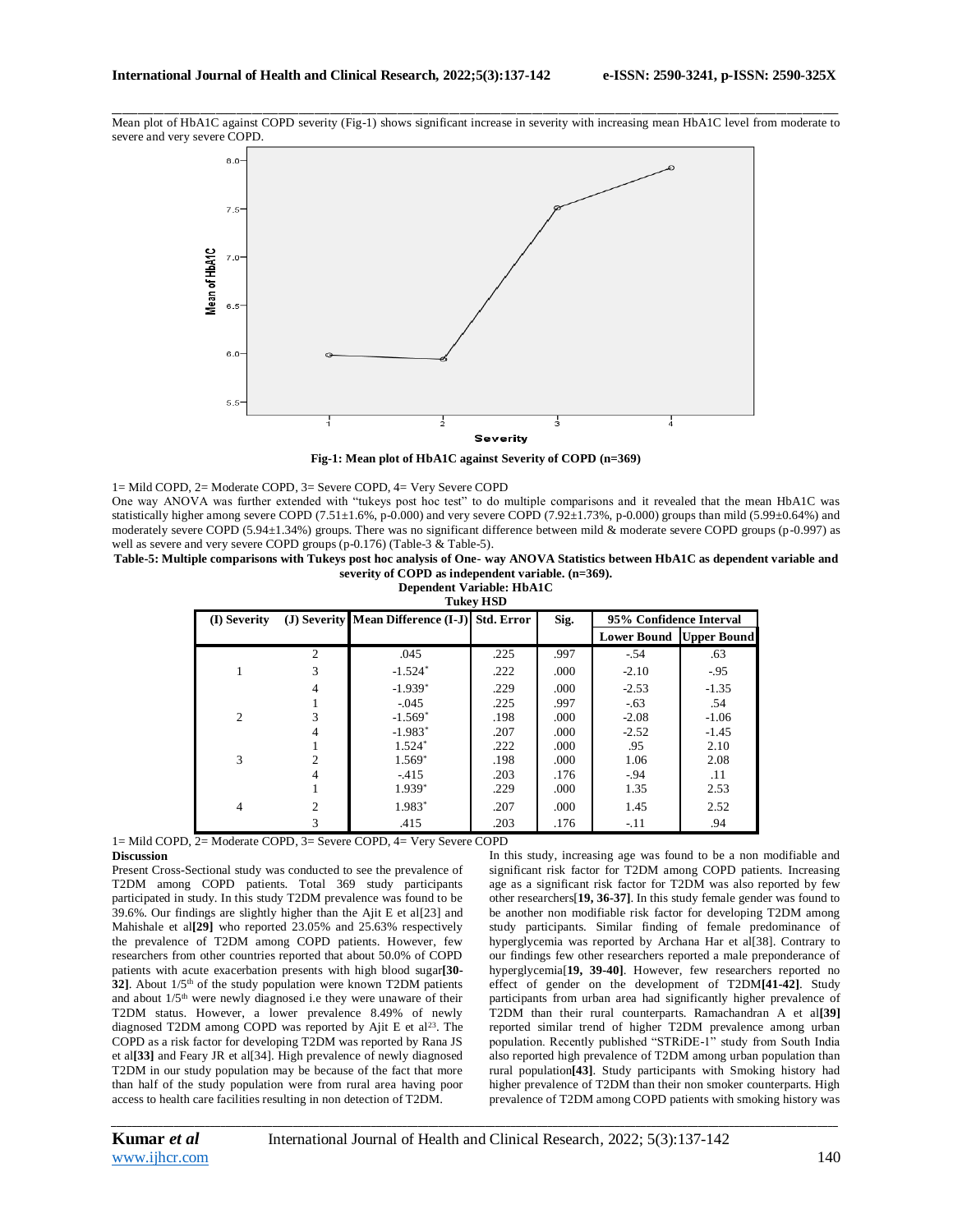Mean plot of HbA1C against COPD severity (Fig-1) shows significant increase in severity with increasing mean HbA1C level from moderate to severe and very severe COPD.

**Fig-1: Mean plot of HbA1C against Severity of COPD (n=369)**

1= Mild COPD, 2= Moderate COPD, 3= Severe COPD, 4= Very Severe COPD

One way ANOVA was further extended with "tukeys post hoc test" to do multiple comparisons and it revealed that the mean HbA1C was statistically higher among severe COPD (7.51±1.6%, p-0.000) and very severe COPD (7.92±1.73%, p-0.000) groups than mild (5.99±0.64%) and moderately severe COPD (5.94±1.34%) groups. There was no significant difference between mild & moderate severe COPD groups (p-0.997) as well as severe and very severe COPD groups (p-0.176) (Table-3 & Table-5).

**Table-5: Multiple comparisons with Tukeys post hoc analysis of One- way ANOVA Statistics between HbA1C as dependent variable and severity of COPD as independent variable. (n=369).**

**Dependent Variable: HbA1C**

**Tukey HSD**

| (I) Severity | (J) Severity | Mean Difference (I-J) | Std. Error | Sig. | 95% Confidence Interval | |
|---|---|---|---|---|---|---|
| | | | | | Lower Bound | Upper Bound |
| 1 | 2 | .045 | .225 | .997 | -.54 | .63 |
| | 3 | -1.524* | .222 | .000 | -2.10 | -.95 |
| | 4 | -1.939* | .229 | .000 | -2.53 | -1.35 |
| 2 | 1 | -.045 | .225 | .997 | -.63 | .54 |
| | 3 | -1.569* | .198 | .000 | -2.08 | -1.06 |
| | 4 | -1.983* | .207 | .000 | -2.52 | -1.45 |
| 3 | 1 | 1.524* | .222 | .000 | .95 | 2.10 |
| | 2 | 1.569* | .198 | .000 | 1.06 | 2.08 |
| | 4 | -.415 | .203 | .176 | -.94 | .11 |
| 4 | 1 | 1.939* | .229 | .000 | 1.35 | 2.53 |
| | 2 | 1.983* | .207 | .000 | 1.45 | 2.52 |
| | 3 | .415 | .203 | .176 | -.11 | .94 |

1= Mild COPD, 2= Moderate COPD, 3= Severe COPD, 4= Very Severe COPD

## Discussion

Present Cross-Sectional study was conducted to see the prevalence of T2DM among COPD patients. Total 369 study participants participated in study. In this study T2DM prevalence was found to be 39.6%. Our findings are slightly higher than the Ajit E et al[23] and Mahishale et al**[29]** who reported 23.05% and 25.63% respectively the prevalence of T2DM among COPD patients. However, few researchers from other countries reported that about 50.0% of COPD patients with acute exacerbation presents with high blood sugar**[30-32]**. About 1/5th of the study population were known T2DM patients and about 1/5th were newly diagnosed i.e they were unaware of their T2DM status. However, a lower prevalence 8.49% of newly diagnosed T2DM among COPD was reported by Ajit E et al[23]. The COPD as a risk factor for developing T2DM was reported by Rana JS et al**[33]** and Feary JR et al[34]. High prevalence of newly diagnosed T2DM in our study population may be because of the fact that more than half of the study population were from rural area having poor access to health care facilities resulting in non detection of T2DM.

In this study, increasing age was found to be a non modifiable and significant risk factor for T2DM among COPD patients. Increasing age as a significant risk factor for T2DM was also reported by few other researchers[**19, 36-37**]. In this study female gender was found to be another non modifiable risk factor for developing T2DM among study participants. Similar finding of female predominance of hyperglycemia was reported by Archana Har et al[38]. Contrary to our findings few other researchers reported a male preponderance of hyperglycemia[**19, 39-40**]. However, few researchers reported no effect of gender on the development of T2DM**[41-42]**. Study participants from urban area had significantly higher prevalence of T2DM than their rural counterparts. Ramachandran A et al**[39]** reported similar trend of higher T2DM prevalence among urban population. Recently published "STRiDE-1" study from South India also reported high prevalence of T2DM among urban population than rural population**[43]**. Study participants with Smoking history had higher prevalence of T2DM than their non smoker counterparts. High prevalence of T2DM among COPD patients with smoking history was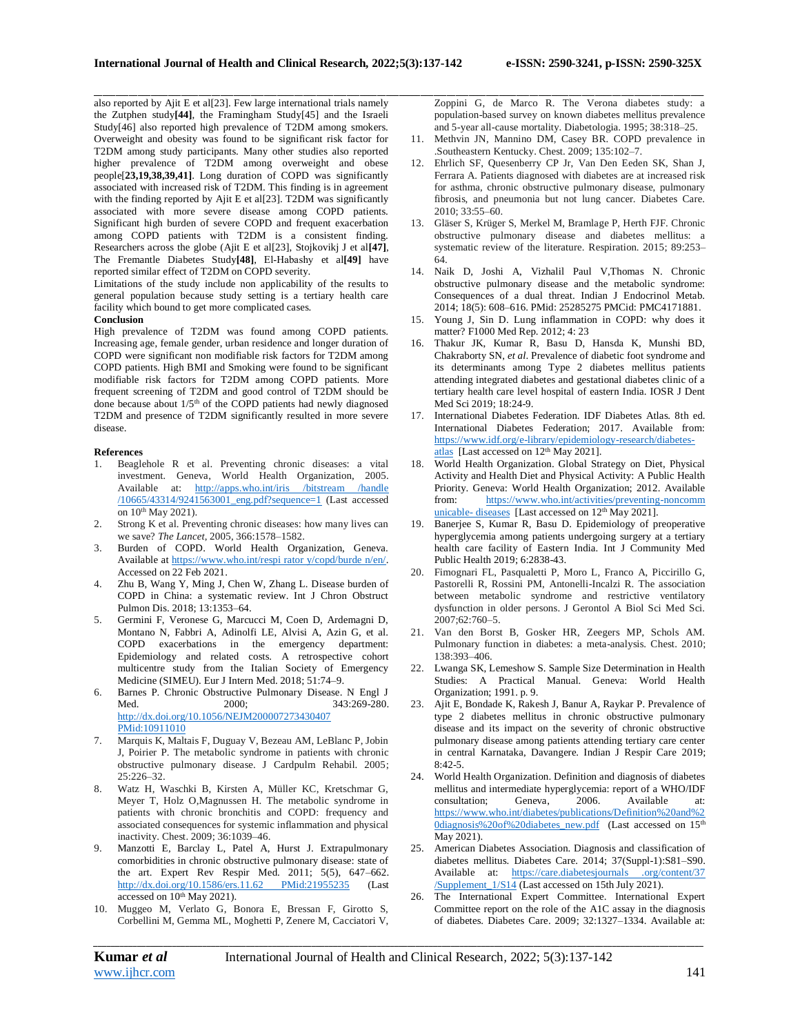also reported by Ajit E et al[23]. Few large international trials namely the Zutphen study**[44]**, the Framingham Study[45] and the Israeli Study[46] also reported high prevalence of T2DM among smokers. Overweight and obesity was found to be significant risk factor for T2DM among study participants. Many other studies also reported higher prevalence of T2DM among overweight and obese people[**23,19,38,39,41**]. Long duration of COPD was significantly associated with increased risk of T2DM. This finding is in agreement with the finding reported by Ajit E et al[23]. T2DM was significantly associated with more severe disease among COPD patients. Significant high burden of severe COPD and frequent exacerbation among COPD patients with T2DM is a consistent finding. Researchers across the globe (Ajit E et al[23], Stojkovikj J et al**[47]**, The Fremantle Diabetes Study**[48]**, El-Habashy et al**[49]** have reported similar effect of T2DM on COPD severity.

Limitations of the study include non applicability of the results to general population because study setting is a tertiary health care facility which bound to get more complicated cases.

**Conclusion**

High prevalence of T2DM was found among COPD patients. Increasing age, female gender, urban residence and longer duration of COPD were significant non modifiable risk factors for T2DM among COPD patients. High BMI and Smoking were found to be significant modifiable risk factors for T2DM among COPD patients. More frequent screening of T2DM and good control of T2DM should be done because about 1/5th of the COPD patients had newly diagnosed T2DM and presence of T2DM significantly resulted in more severe disease.

**References**

1. Beaglehole R et al. Preventing chronic diseases: a vital investment. Geneva, World Health Organization, 2005. Available at: http://apps.who.int/iris /bitstream /handle /10665/43314/9241563001_eng.pdf?sequence=1 (Last accessed on 10th May 2021).
2. Strong K et al. Preventing chronic diseases: how many lives can we save? *The Lancet*, 2005, 366:1578–1582.
3. Burden of COPD. World Health Organization, Geneva. Available at https://www.who.int/respi rator y/copd/burde n/en/. Accessed on 22 Feb 2021.
4. Zhu B, Wang Y, Ming J, Chen W, Zhang L. Disease burden of COPD in China: a systematic review. Int J Chron Obstruct Pulmon Dis. 2018; 13:1353–64.
5. Germini F, Veronese G, Marcucci M, Coen D, Ardemagni D, Montano N, Fabbri A, Adinolfi LE, Alvisi A, Azin G, et al. COPD exacerbations in the emergency department: Epidemiology and related costs. A retrospective cohort multicentre study from the Italian Society of Emergency Medicine (SIMEU). Eur J Intern Med. 2018; 51:74–9.
6. Barnes P. Chronic Obstructive Pulmonary Disease. N Engl J Med. 2000; 343:269-280. http://dx.doi.org/10.1056/NEJM200007273430407 PMid:10911010
7. Marquis K, Maltais F, Duguay V, Bezeau AM, LeBlanc P, Jobin J, Poirier P. The metabolic syndrome in patients with chronic obstructive pulmonary disease. J Cardpulm Rehabil. 2005; 25:226–32.
8. Watz H, Waschki B, Kirsten A, Müller KC, Kretschmar G, Meyer T, Holz O,Magnussen H. The metabolic syndrome in patients with chronic bronchitis and COPD: frequency and associated consequences for systemic inflammation and physical inactivity. Chest. 2009; 36:1039–46.
9. Manzotti E, Barclay L, Patel A, Hurst J. Extrapulmonary comorbidities in chronic obstructive pulmonary disease: state of the art. Expert Rev Respir Med. 2011; 5(5), 647–662. http://dx.doi.org/10.1586/ers.11.62 PMid:21955235 (Last accessed on 10th May 2021).
10. Muggeo M, Verlato G, Bonora E, Bressan F, Girotto S, Corbellini M, Gemma ML, Moghetti P, Zenere M, Cacciatori V, Zoppini G, de Marco R. The Verona diabetes study: a population-based survey on known diabetes mellitus prevalence and 5-year all-cause mortality. Diabetologia. 1995; 38:318–25.
11. Methvin JN, Mannino DM, Casey BR. COPD prevalence in .Southeastern Kentucky. Chest. 2009; 135:102–7.
12. Ehrlich SF, Quesenberry CP Jr, Van Den Eeden SK, Shan J, Ferrara A. Patients diagnosed with diabetes are at increased risk for asthma, chronic obstructive pulmonary disease, pulmonary fibrosis, and pneumonia but not lung cancer. Diabetes Care. 2010; 33:55–60.
13. Gläser S, Krüger S, Merkel M, Bramlage P, Herth FJF. Chronic obstructive pulmonary disease and diabetes mellitus: a systematic review of the literature. Respiration. 2015; 89:253–64.
14. Naik D, Joshi A, Vizhalil Paul V,Thomas N. Chronic obstructive pulmonary disease and the metabolic syndrome: Consequences of a dual threat. Indian J Endocrinol Metab. 2014; 18(5): 608–616. PMid: 25285275 PMCid: PMC4171881.
15. Young J, Sin D. Lung inflammation in COPD: why does it matter? F1000 Med Rep. 2012; 4: 23
16. Thakur JK, Kumar R, Basu D, Hansda K, Munshi BD, Chakraborty SN, *et al*. Prevalence of diabetic foot syndrome and its determinants among Type 2 diabetes mellitus patients attending integrated diabetes and gestational diabetes clinic of a tertiary health care level hospital of eastern India. IOSR J Dent Med Sci 2019; 18:24-9.
17. International Diabetes Federation. IDF Diabetes Atlas. 8th ed. International Diabetes Federation; 2017. Available from: https://www.idf.org/e-library/epidemiology-research/diabetes-atlas [Last accessed on 12th May 2021].
18. World Health Organization. Global Strategy on Diet, Physical Activity and Health Diet and Physical Activity: A Public Health Priority. Geneva: World Health Organization; 2012. Available from: https://www.who.int/activities/preventing-noncommunicable- diseases [Last accessed on 12th May 2021].
19. Banerjee S, Kumar R, Basu D. Epidemiology of preoperative hyperglycemia among patients undergoing surgery at a tertiary health care facility of Eastern India. Int J Community Med Public Health 2019; 6:2838-43.
20. Fimognari FL, Pasqualetti P, Moro L, Franco A, Piccirillo G, Pastorelli R, Rossini PM, Antonelli-Incalzi R. The association between metabolic syndrome and restrictive ventilatory dysfunction in older persons. J Gerontol A Biol Sci Med Sci. 2007;62:760–5.
21. Van den Borst B, Gosker HR, Zeegers MP, Schols AM. Pulmonary function in diabetes: a meta-analysis. Chest. 2010; 138:393–406.
22. Lwanga SK, Lemeshow S. Sample Size Determination in Health Studies: A Practical Manual. Geneva: World Health Organization; 1991. p. 9.
23. Ajit E, Bondade K, Rakesh J, Banur A, Raykar P. Prevalence of type 2 diabetes mellitus in chronic obstructive pulmonary disease and its impact on the severity of chronic obstructive pulmonary disease among patients attending tertiary care center in central Karnataka, Davangere. Indian J Respir Care 2019; 8:42-5.
24. World Health Organization. Definition and diagnosis of diabetes mellitus and intermediate hyperglycemia: report of a WHO/IDF consultation; Geneva, 2006. Available at: https://www.who.int/diabetes/publications/Definition%20and%20diagnosis%20of%20diabetes_new.pdf (Last accessed on 15th May 2021).
25. American Diabetes Association. Diagnosis and classification of diabetes mellitus. Diabetes Care. 2014; 37(Suppl-1):S81–S90. Available at: https://care.diabetesjournals .org/content/37 /Supplement_1/S14 (Last accessed on 15th July 2021).
26. The International Expert Committee. International Expert Committee report on the role of the A1C assay in the diagnosis of diabetes. Diabetes Care. 2009; 32:1327–1334. Available at: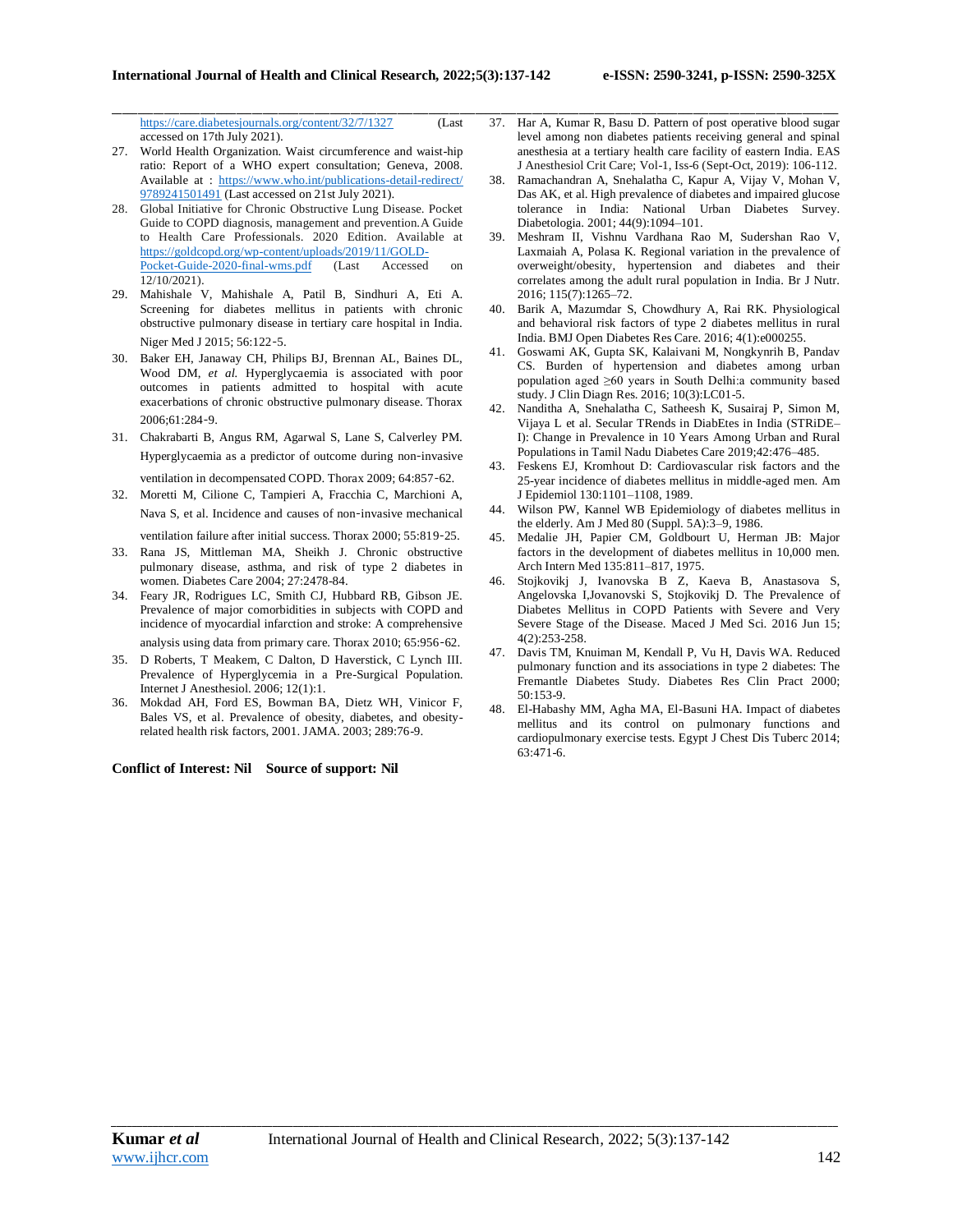https://care.diabetesjournals.org/content/32/7/1327 (Last accessed on 17th July 2021).

27. World Health Organization. Waist circumference and waist-hip ratio: Report of a WHO expert consultation; Geneva, 2008. Available at : https://www.who.int/publications-detail-redirect/9789241501491 (Last accessed on 21st July 2021).
28. Global Initiative for Chronic Obstructive Lung Disease. Pocket Guide to COPD diagnosis, management and prevention. A Guide to Health Care Professionals. 2020 Edition. Available at https://goldcopd.org/wp-content/uploads/2019/11/GOLD-Pocket-Guide-2020-final-wms.pdf (Last Accessed on 12/10/2021).
29. Mahishale V, Mahishale A, Patil B, Sindhuri A, Eti A. Screening for diabetes mellitus in patients with chronic obstructive pulmonary disease in tertiary care hospital in India. Niger Med J 2015; 56:122‑5.
30. Baker EH, Janaway CH, Philips BJ, Brennan AL, Baines DL, Wood DM, *et al.* Hyperglycaemia is associated with poor outcomes in patients admitted to hospital with acute exacerbations of chronic obstructive pulmonary disease. Thorax 2006;61:284‑9.
31. Chakrabarti B, Angus RM, Agarwal S, Lane S, Calverley PM. Hyperglycaemia as a predictor of outcome during non‑invasive ventilation in decompensated COPD. Thorax 2009; 64:857‑62.
32. Moretti M, Cilione C, Tampieri A, Fracchia C, Marchioni A, Nava S, et al. Incidence and causes of non‑invasive mechanical ventilation failure after initial success. Thorax 2000; 55:819‑25.
33. Rana JS, Mittleman MA, Sheikh J. Chronic obstructive pulmonary disease, asthma, and risk of type 2 diabetes in women. Diabetes Care 2004; 27:2478-84.
34. Feary JR, Rodrigues LC, Smith CJ, Hubbard RB, Gibson JE. Prevalence of major comorbidities in subjects with COPD and incidence of myocardial infarction and stroke: A comprehensive analysis using data from primary care. Thorax 2010; 65:956‑62.
35. D Roberts, T Meakem, C Dalton, D Haverstick, C Lynch III. Prevalence of Hyperglycemia in a Pre-Surgical Population. Internet J Anesthesiol. 2006; 12(1):1.
36. Mokdad AH, Ford ES, Bowman BA, Dietz WH, Vinicor F, Bales VS, et al. Prevalence of obesity, diabetes, and obesity-related health risk factors, 2001. JAMA. 2003; 289:76-9.
37. Har A, Kumar R, Basu D. Pattern of post operative blood sugar level among non diabetes patients receiving general and spinal anesthesia at a tertiary health care facility of eastern India. EAS J Anesthesiol Crit Care; Vol-1, Iss-6 (Sept-Oct, 2019): 106-112.
38. Ramachandran A, Snehalatha C, Kapur A, Vijay V, Mohan V, Das AK, et al. High prevalence of diabetes and impaired glucose tolerance in India: National Urban Diabetes Survey. Diabetologia. 2001; 44(9):1094–101.
39. Meshram II, Vishnu Vardhana Rao M, Sudershan Rao V, Laxmaiah A, Polasa K. Regional variation in the prevalence of overweight/obesity, hypertension and diabetes and their correlates among the adult rural population in India. Br J Nutr. 2016; 115(7):1265–72.
40. Barik A, Mazumdar S, Chowdhury A, Rai RK. Physiological and behavioral risk factors of type 2 diabetes mellitus in rural India. BMJ Open Diabetes Res Care. 2016; 4(1):e000255.
41. Goswami AK, Gupta SK, Kalaivani M, Nongkynrih B, Pandav CS. Burden of hypertension and diabetes among urban population aged ≥60 years in South Delhi:a community based study. J Clin Diagn Res. 2016; 10(3):LC01-5.
42. Nanditha A, Snehalatha C, Satheesh K, Susairaj P, Simon M, Vijaya L et al. Secular TRends in DiabEtes in India (STRiDE–I): Change in Prevalence in 10 Years Among Urban and Rural Populations in Tamil Nadu Diabetes Care 2019;42:476–485.
43. Feskens EJ, Kromhout D: Cardiovascular risk factors and the 25-year incidence of diabetes mellitus in middle-aged men. Am J Epidemiol 130:1101–1108, 1989.
44. Wilson PW, Kannel WB Epidemiology of diabetes mellitus in the elderly. Am J Med 80 (Suppl. 5A):3–9, 1986.
45. Medalie JH, Papier CM, Goldbourt U, Herman JB: Major factors in the development of diabetes mellitus in 10,000 men. Arch Intern Med 135:811–817, 1975.
46. Stojkovikj J, Ivanovska B Z, Kaeva B, Anastasova S, Angelovska I,Jovanovski S, Stojkovikj D. The Prevalence of Diabetes Mellitus in COPD Patients with Severe and Very Severe Stage of the Disease. Maced J Med Sci. 2016 Jun 15; 4(2):253-258.
47. Davis TM, Knuiman M, Kendall P, Vu H, Davis WA. Reduced pulmonary function and its associations in type 2 diabetes: The Fremantle Diabetes Study. Diabetes Res Clin Pract 2000; 50:153-9.
48. El-Habashy MM, Agha MA, El-Basuni HA. Impact of diabetes mellitus and its control on pulmonary functions and cardiopulmonary exercise tests. Egypt J Chest Dis Tuberc 2014; 63:471-6.

**Conflict of Interest: Nil Source of support: Nil**